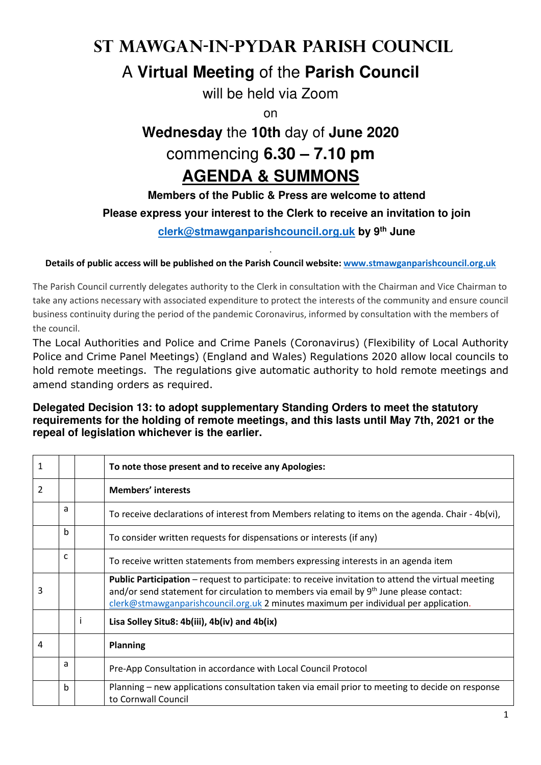# ST MAWGAN-IN-PYDAR PARISH COUNCIL

## A **Virtual Meeting** of the **Parish Council**

will be held via Zoom

on

**Wednesday** the **10th** day of **June 2020**

commencing **6.30 – 7.10 pm**

## **AGENDA & SUMMONS**

**Members of the Public & Press are welcome to attend**

**Please express your interest to the Clerk to receive an invitation to join**

**clerk@stmawganparishcouncil.org.uk by 9th June**

**Details of public access will be published on the Parish Council website: www.stmawganparishcouncil.org.uk**

The Parish Council currently delegates authority to the Clerk in consultation with the Chairman and Vice Chairman to take any actions necessary with associated expenditure to protect the interests of the community and ensure council business continuity during the period of the pandemic Coronavirus, informed by consultation with the members of the council.

The Local Authorities and Police and Crime Panels (Coronavirus) (Flexibility of Local Authority Police and Crime Panel Meetings) (England and Wales) Regulations 2020 allow local councils to hold remote meetings. The regulations give automatic authority to hold remote meetings and amend standing orders as required.

**Delegated Decision 13: to adopt supplementary Standing Orders to meet the statutory requirements for the holding of remote meetings, and this lasts until May 7th, 2021 or the repeal of legislation whichever is the earlier.**

| | | | |
|---|---|---|---|
| 1 | | | **To note those present and to receive any Apologies:** |
| 2 | | | **Members' interests** |
| | a | | To receive declarations of interest from Members relating to items on the agenda. Chair - 4b(vi), |
| | b | | To consider written requests for dispensations or interests (if any) |
| | c | | To receive written statements from members expressing interests in an agenda item |
| 3 | | | **Public Participation** – request to participate: to receive invitation to attend the virtual meeting and/or send statement for circulation to members via email by 9th June please contact: clerk@stmawganparishcouncil.org.uk 2 minutes maximum per individual per application. |
| | | i | **Lisa Solley Situ8: 4b(iii), 4b(iv) and 4b(ix)** |
| 4 | | | **Planning** |
| | a | | Pre-App Consultation in accordance with Local Council Protocol |
| | b | | Planning – new applications consultation taken via email prior to meeting to decide on response to Cornwall Council |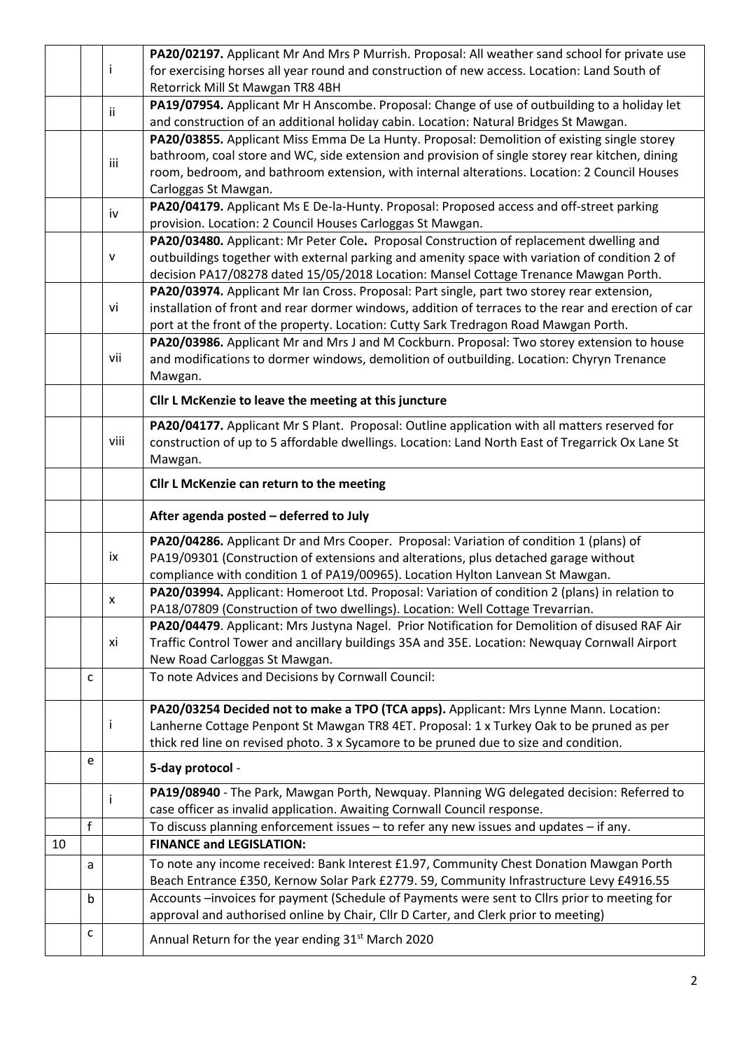| | | | |
|---|---|---|---|
| | | i | **PA20/02197.** Applicant Mr And Mrs P Murrish. Proposal: All weather sand school for private use for exercising horses all year round and construction of new access. Location: Land South of Retorrick Mill St Mawgan TR8 4BH |
| | | ii | **PA19/07954.** Applicant Mr H Anscombe. Proposal: Change of use of outbuilding to a holiday let and construction of an additional holiday cabin. Location: Natural Bridges St Mawgan. |
| | | iii | **PA20/03855.** Applicant Miss Emma De La Hunty. Proposal: Demolition of existing single storey bathroom, coal store and WC, side extension and provision of single storey rear kitchen, dining room, bedroom, and bathroom extension, with internal alterations. Location: 2 Council Houses Carloggas St Mawgan. |
| | | iv | **PA20/04179.** Applicant Ms E De-la-Hunty. Proposal: Proposed access and off-street parking provision. Location: 2 Council Houses Carloggas St Mawgan. |
| | | v | **PA20/03480.** Applicant: Mr Peter Cole**.** Proposal Construction of replacement dwelling and outbuildings together with external parking and amenity space with variation of condition 2 of decision PA17/08278 dated 15/05/2018 Location: Mansel Cottage Trenance Mawgan Porth. |
| | | vi | **PA20/03974.** Applicant Mr Ian Cross. Proposal: Part single, part two storey rear extension, installation of front and rear dormer windows, addition of terraces to the rear and erection of car port at the front of the property. Location: Cutty Sark Tredragon Road Mawgan Porth. |
| | | vii | **PA20/03986.** Applicant Mr and Mrs J and M Cockburn. Proposal: Two storey extension to house and modifications to dormer windows, demolition of outbuilding. Location: Chyryn Trenance Mawgan. |
| | | | **Cllr L McKenzie to leave the meeting at this juncture** |
| | | viii | **PA20/04177.** Applicant Mr S Plant. Proposal: Outline application with all matters reserved for construction of up to 5 affordable dwellings. Location: Land North East of Tregarrick Ox Lane St Mawgan. |
| | | | **Cllr L McKenzie can return to the meeting** |
| | | | **After agenda posted – deferred to July** |
| | | ix | **PA20/04286.** Applicant Dr and Mrs Cooper. Proposal: Variation of condition 1 (plans) of PA19/09301 (Construction of extensions and alterations, plus detached garage without compliance with condition 1 of PA19/00965). Location Hylton Lanvean St Mawgan. |
| | | x | **PA20/03994.** Applicant: Homeroot Ltd. Proposal: Variation of condition 2 (plans) in relation to PA18/07809 (Construction of two dwellings). Location: Well Cottage Trevarrian. |
| | | xi | **PA20/04479**. Applicant: Mrs Justyna Nagel. Prior Notification for Demolition of disused RAF Air Traffic Control Tower and ancillary buildings 35A and 35E. Location: Newquay Cornwall Airport New Road Carloggas St Mawgan. |
| | c | | To note Advices and Decisions by Cornwall Council: |
| | | i | **PA20/03254 Decided not to make a TPO (TCA apps).** Applicant: Mrs Lynne Mann. Location: Lanherne Cottage Penpont St Mawgan TR8 4ET. Proposal: 1 x Turkey Oak to be pruned as per thick red line on revised photo. 3 x Sycamore to be pruned due to size and condition. |
| | e | | **5-day protocol** - |
| | | i | **PA19/08940** - The Park, Mawgan Porth, Newquay. Planning WG delegated decision: Referred to case officer as invalid application. Awaiting Cornwall Council response. |
| | f | | To discuss planning enforcement issues – to refer any new issues and updates – if any. |
| 10 | | | **FINANCE and LEGISLATION:** |
| | a | | To note any income received: Bank Interest £1.97, Community Chest Donation Mawgan Porth Beach Entrance £350, Kernow Solar Park £2779. 59, Community Infrastructure Levy £4916.55 |
| | b | | Accounts –invoices for payment (Schedule of Payments were sent to Cllrs prior to meeting for approval and authorised online by Chair, Cllr D Carter, and Clerk prior to meeting) |
| | c | | Annual Return for the year ending 31st March 2020 |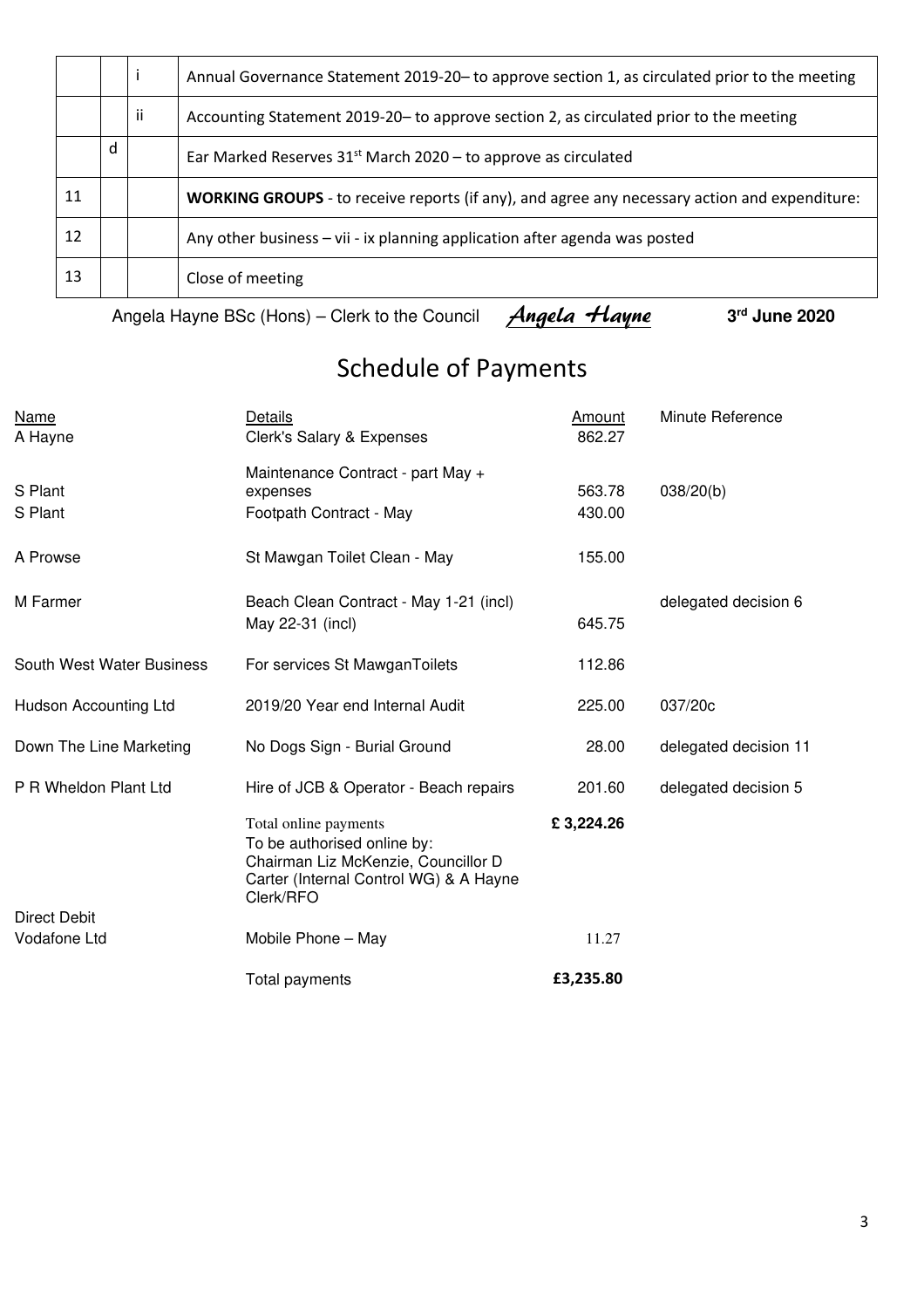| | | | |
|---|---|---|---|
| | | i | Annual Governance Statement 2019-20– to approve section 1, as circulated prior to the meeting |
| | | ii | Accounting Statement 2019-20– to approve section 2, as circulated prior to the meeting |
| | d | | Ear Marked Reserves 31st March 2020 – to approve as circulated |
| 11 | | | **WORKING GROUPS** - to receive reports (if any), and agree any necessary action and expenditure: |
| 12 | | | Any other business – vii - ix planning application after agenda was posted |
| 13 | | | Close of meeting |

Angela Hayne BSc (Hons) – Clerk to the Council *Angela Hayne* **3rd June 2020**

# Schedule of Payments

| Name | Details | Amount | Minute Reference |
|---|---|---|---|
| A Hayne | Clerk's Salary & Expenses | 862.27 | |
| S Plant | Maintenance Contract - part May + expenses | 563.78 | 038/20(b) |
| S Plant | Footpath Contract - May | 430.00 | |
| A Prowse | St Mawgan Toilet Clean - May | 155.00 | |
| M Farmer | Beach Clean Contract - May 1-21 (incl) May 22-31 (incl) | 645.75 | delegated decision 6 |
| South West Water Business | For services St MawganToilets | 112.86 | |
| Hudson Accounting Ltd | 2019/20 Year end Internal Audit | 225.00 | 037/20c |
| Down The Line Marketing | No Dogs Sign - Burial Ground | 28.00 | delegated decision 11 |
| P R Wheldon Plant Ltd | Hire of JCB & Operator - Beach repairs | 201.60 | delegated decision 5 |
| | Total online payments To be authorised online by: Chairman Liz McKenzie, Councillor D Carter (Internal Control WG) & A Hayne Clerk/RFO | **£ 3,224.26** | |
| Direct Debit | | | |
| Vodafone Ltd | Mobile Phone – May | 11.27 | |
| | Total payments | **£3,235.80** | |